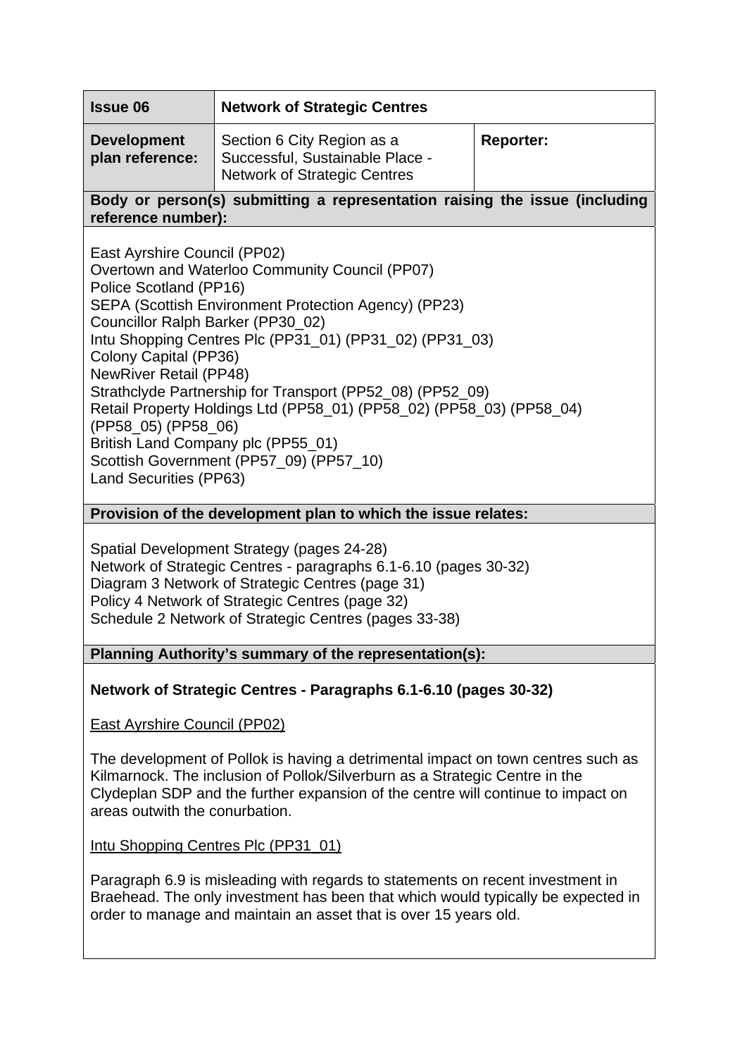| **Issue 06** | **Network of Strategic Centres** | |
|---|---|---|
| **Development plan reference:** | Section 6 City Region as a Successful, Sustainable Place - Network of Strategic Centres | **Reporter:** |

**Body or person(s) submitting a representation raising the issue (including reference number):**

East Ayrshire Council (PP02)
Overtown and Waterloo Community Council (PP07)
Police Scotland (PP16)
SEPA (Scottish Environment Protection Agency) (PP23)
Councillor Ralph Barker (PP30_02)
Intu Shopping Centres Plc (PP31_01) (PP31_02) (PP31_03)
Colony Capital (PP36)
NewRiver Retail (PP48)
Strathclyde Partnership for Transport (PP52_08) (PP52_09)
Retail Property Holdings Ltd (PP58_01) (PP58_02) (PP58_03) (PP58_04) (PP58_05) (PP58_06)
British Land Company plc (PP55_01)
Scottish Government (PP57_09) (PP57_10)
Land Securities (PP63)

**Provision of the development plan to which the issue relates:**

Spatial Development Strategy (pages 24-28)
Network of Strategic Centres - paragraphs 6.1-6.10 (pages 30-32)
Diagram 3 Network of Strategic Centres (page 31)
Policy 4 Network of Strategic Centres (page 32)
Schedule 2 Network of Strategic Centres (pages 33-38)

**Planning Authority's summary of the representation(s):**

**Network of Strategic Centres - Paragraphs 6.1-6.10 (pages 30-32)**

East Ayrshire Council (PP02)

The development of Pollok is having a detrimental impact on town centres such as Kilmarnock. The inclusion of Pollok/Silverburn as a Strategic Centre in the Clydeplan SDP and the further expansion of the centre will continue to impact on areas outwith the conurbation.

Intu Shopping Centres Plc (PP31_01)

Paragraph 6.9 is misleading with regards to statements on recent investment in Braehead. The only investment has been that which would typically be expected in order to manage and maintain an asset that is over 15 years old.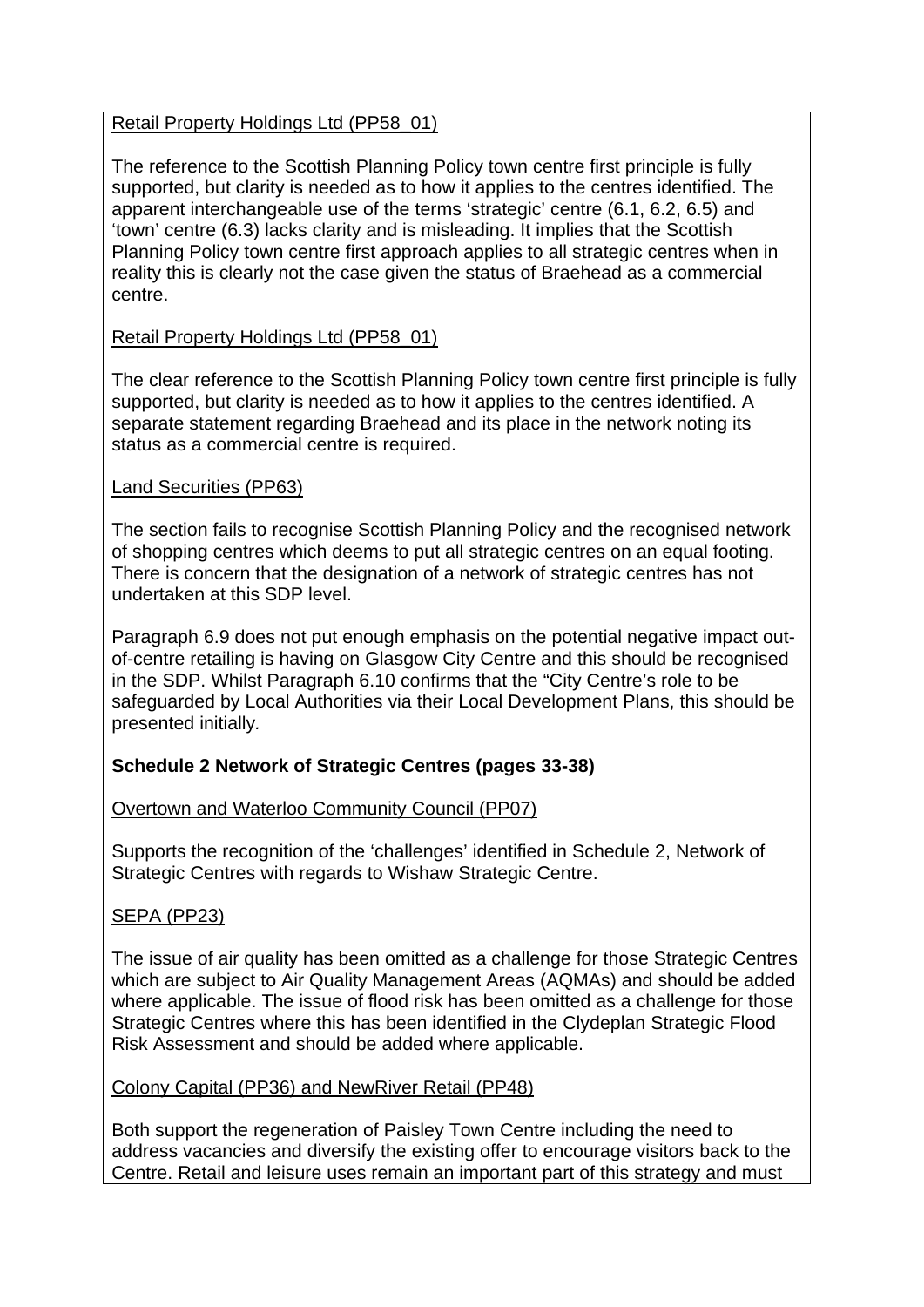Retail Property Holdings Ltd (PP58_01)

The reference to the Scottish Planning Policy town centre first principle is fully supported, but clarity is needed as to how it applies to the centres identified. The apparent interchangeable use of the terms 'strategic' centre (6.1, 6.2, 6.5) and 'town' centre (6.3) lacks clarity and is misleading. It implies that the Scottish Planning Policy town centre first approach applies to all strategic centres when in reality this is clearly not the case given the status of Braehead as a commercial centre.

Retail Property Holdings Ltd (PP58_01)

The clear reference to the Scottish Planning Policy town centre first principle is fully supported, but clarity is needed as to how it applies to the centres identified. A separate statement regarding Braehead and its place in the network noting its status as a commercial centre is required.

Land Securities (PP63)

The section fails to recognise Scottish Planning Policy and the recognised network of shopping centres which deems to put all strategic centres on an equal footing. There is concern that the designation of a network of strategic centres has not undertaken at this SDP level.

Paragraph 6.9 does not put enough emphasis on the potential negative impact out-of-centre retailing is having on Glasgow City Centre and this should be recognised in the SDP. Whilst Paragraph 6.10 confirms that the "City Centre's role to be safeguarded by Local Authorities via their Local Development Plans, this should be presented initially.

**Schedule 2 Network of Strategic Centres (pages 33-38)**

Overtown and Waterloo Community Council (PP07)

Supports the recognition of the 'challenges' identified in Schedule 2, Network of Strategic Centres with regards to Wishaw Strategic Centre.

SEPA (PP23)

The issue of air quality has been omitted as a challenge for those Strategic Centres which are subject to Air Quality Management Areas (AQMAs) and should be added where applicable. The issue of flood risk has been omitted as a challenge for those Strategic Centres where this has been identified in the Clydeplan Strategic Flood Risk Assessment and should be added where applicable.

Colony Capital (PP36) and NewRiver Retail (PP48)

Both support the regeneration of Paisley Town Centre including the need to address vacancies and diversify the existing offer to encourage visitors back to the Centre. Retail and leisure uses remain an important part of this strategy and must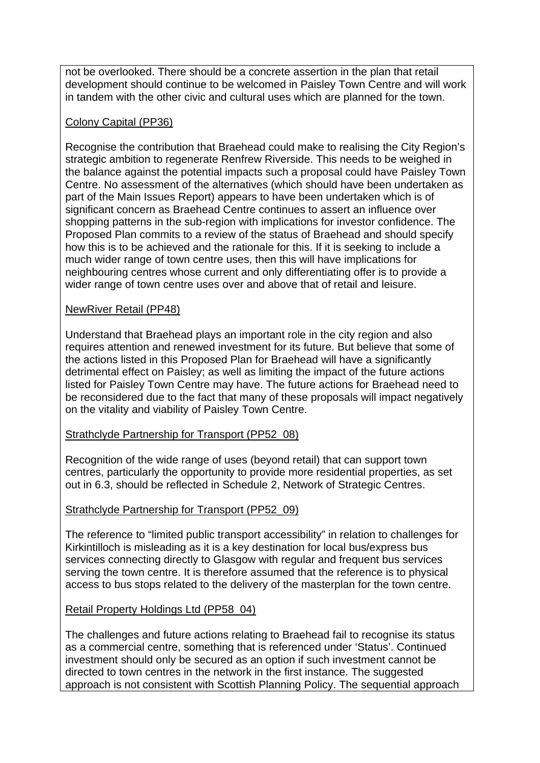not be overlooked. There should be a concrete assertion in the plan that retail development should continue to be welcomed in Paisley Town Centre and will work in tandem with the other civic and cultural uses which are planned for the town.

Colony Capital (PP36)

Recognise the contribution that Braehead could make to realising the City Region's strategic ambition to regenerate Renfrew Riverside. This needs to be weighed in the balance against the potential impacts such a proposal could have Paisley Town Centre. No assessment of the alternatives (which should have been undertaken as part of the Main Issues Report) appears to have been undertaken which is of significant concern as Braehead Centre continues to assert an influence over shopping patterns in the sub-region with implications for investor confidence. The Proposed Plan commits to a review of the status of Braehead and should specify how this is to be achieved and the rationale for this. If it is seeking to include a much wider range of town centre uses, then this will have implications for neighbouring centres whose current and only differentiating offer is to provide a wider range of town centre uses over and above that of retail and leisure.

NewRiver Retail (PP48)

Understand that Braehead plays an important role in the city region and also requires attention and renewed investment for its future. But believe that some of the actions listed in this Proposed Plan for Braehead will have a significantly detrimental effect on Paisley; as well as limiting the impact of the future actions listed for Paisley Town Centre may have. The future actions for Braehead need to be reconsidered due to the fact that many of these proposals will impact negatively on the vitality and viability of Paisley Town Centre.

Strathclyde Partnership for Transport (PP52_08)

Recognition of the wide range of uses (beyond retail) that can support town centres, particularly the opportunity to provide more residential properties, as set out in 6.3, should be reflected in Schedule 2, Network of Strategic Centres.

Strathclyde Partnership for Transport (PP52_09)

The reference to "limited public transport accessibility" in relation to challenges for Kirkintilloch is misleading as it is a key destination for local bus/express bus services connecting directly to Glasgow with regular and frequent bus services serving the town centre. It is therefore assumed that the reference is to physical access to bus stops related to the delivery of the masterplan for the town centre.

Retail Property Holdings Ltd (PP58_04)

The challenges and future actions relating to Braehead fail to recognise its status as a commercial centre, something that is referenced under 'Status'. Continued investment should only be secured as an option if such investment cannot be directed to town centres in the network in the first instance. The suggested approach is not consistent with Scottish Planning Policy. The sequential approach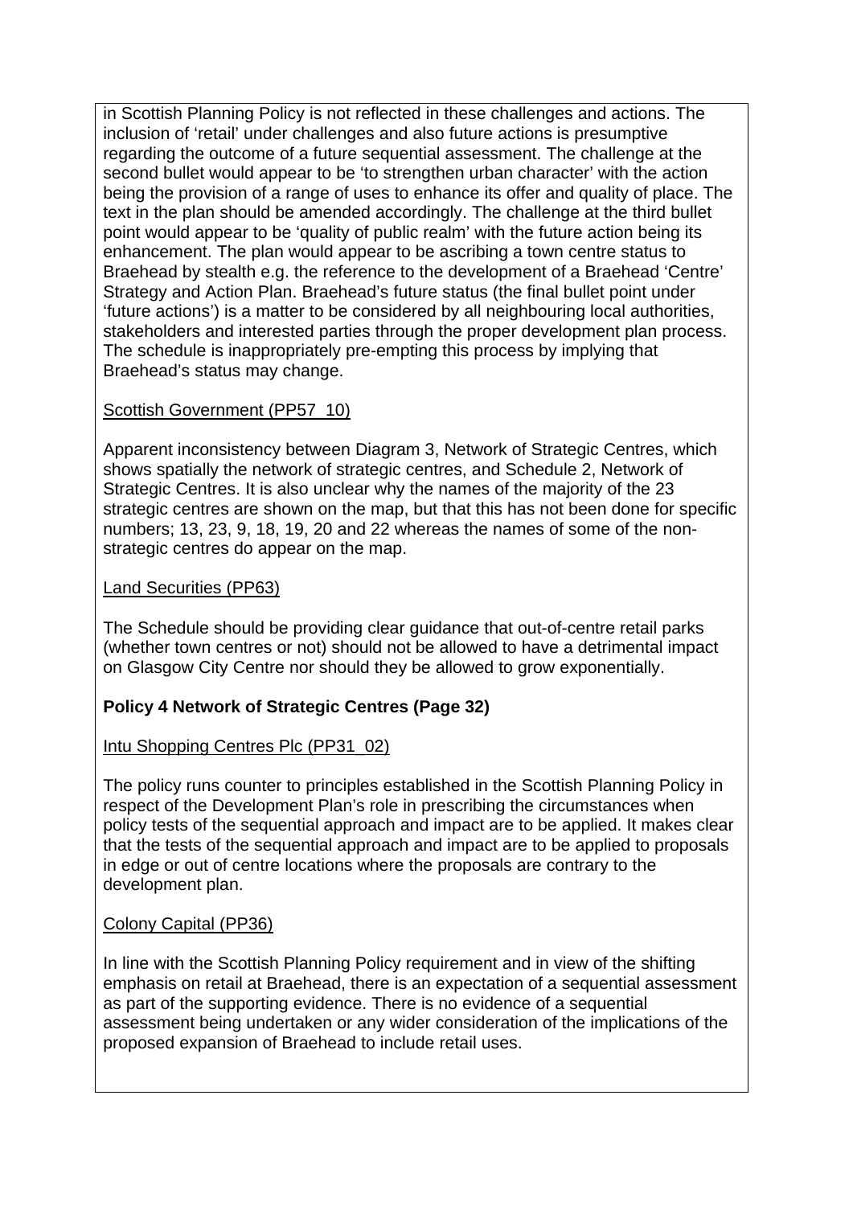in Scottish Planning Policy is not reflected in these challenges and actions. The inclusion of 'retail' under challenges and also future actions is presumptive regarding the outcome of a future sequential assessment. The challenge at the second bullet would appear to be 'to strengthen urban character' with the action being the provision of a range of uses to enhance its offer and quality of place. The text in the plan should be amended accordingly. The challenge at the third bullet point would appear to be 'quality of public realm' with the future action being its enhancement. The plan would appear to be ascribing a town centre status to Braehead by stealth e.g. the reference to the development of a Braehead 'Centre' Strategy and Action Plan. Braehead's future status (the final bullet point under 'future actions') is a matter to be considered by all neighbouring local authorities, stakeholders and interested parties through the proper development plan process. The schedule is inappropriately pre-empting this process by implying that Braehead's status may change.

Scottish Government (PP57_10)

Apparent inconsistency between Diagram 3, Network of Strategic Centres, which shows spatially the network of strategic centres, and Schedule 2, Network of Strategic Centres. It is also unclear why the names of the majority of the 23 strategic centres are shown on the map, but that this has not been done for specific numbers; 13, 23, 9, 18, 19, 20 and 22 whereas the names of some of the non-strategic centres do appear on the map.

Land Securities (PP63)

The Schedule should be providing clear guidance that out-of-centre retail parks (whether town centres or not) should not be allowed to have a detrimental impact on Glasgow City Centre nor should they be allowed to grow exponentially.

**Policy 4 Network of Strategic Centres (Page 32)**

Intu Shopping Centres Plc (PP31_02)

The policy runs counter to principles established in the Scottish Planning Policy in respect of the Development Plan's role in prescribing the circumstances when policy tests of the sequential approach and impact are to be applied. It makes clear that the tests of the sequential approach and impact are to be applied to proposals in edge or out of centre locations where the proposals are contrary to the development plan.

Colony Capital (PP36)

In line with the Scottish Planning Policy requirement and in view of the shifting emphasis on retail at Braehead, there is an expectation of a sequential assessment as part of the supporting evidence. There is no evidence of a sequential assessment being undertaken or any wider consideration of the implications of the proposed expansion of Braehead to include retail uses.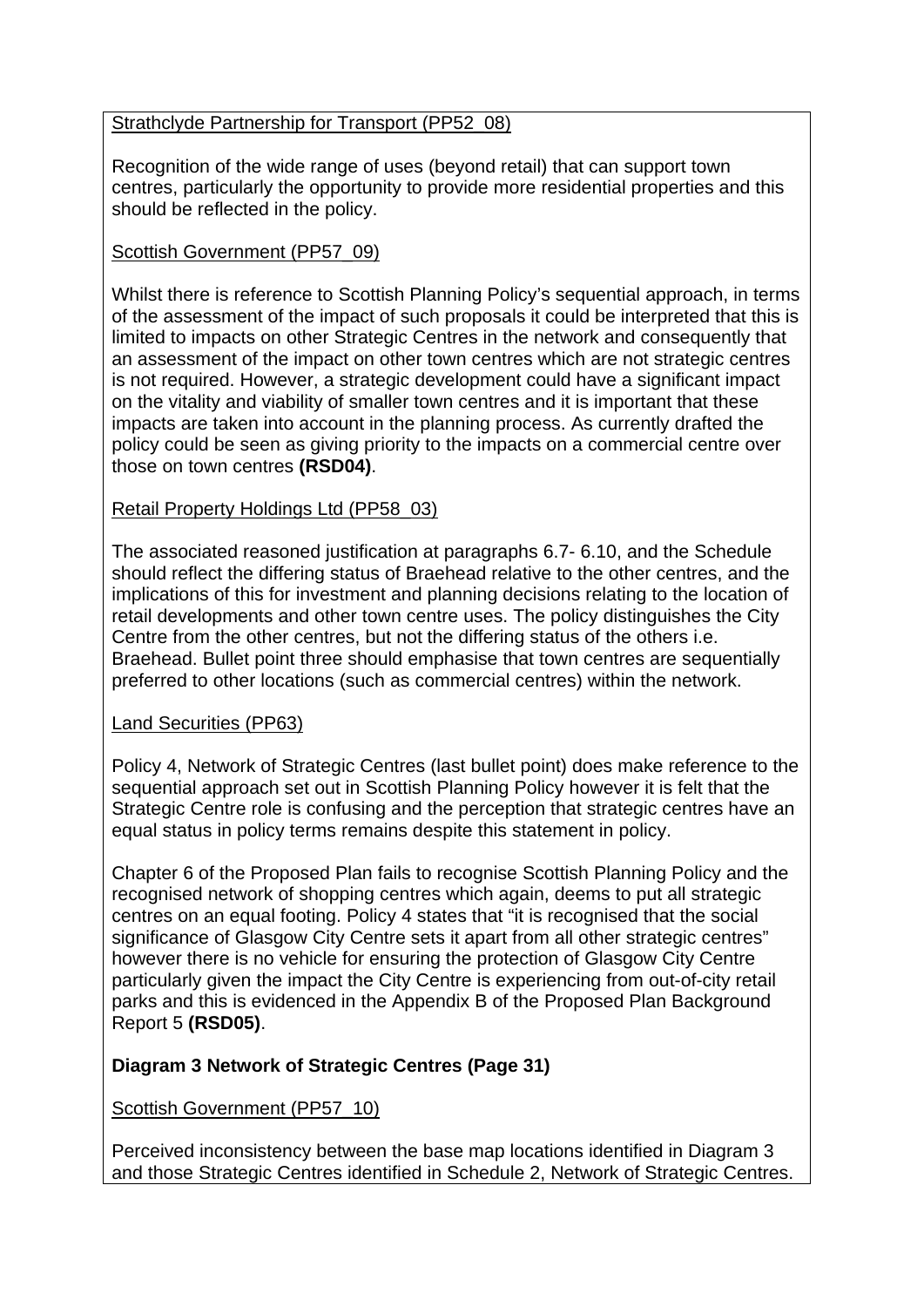<u>Strathclyde Partnership for Transport (PP52_08)</u>

Recognition of the wide range of uses (beyond retail) that can support town centres, particularly the opportunity to provide more residential properties and this should be reflected in the policy.

<u>Scottish Government (PP57_09)</u>

Whilst there is reference to Scottish Planning Policy's sequential approach, in terms of the assessment of the impact of such proposals it could be interpreted that this is limited to impacts on other Strategic Centres in the network and consequently that an assessment of the impact on other town centres which are not strategic centres is not required. However, a strategic development could have a significant impact on the vitality and viability of smaller town centres and it is important that these impacts are taken into account in the planning process. As currently drafted the policy could be seen as giving priority to the impacts on a commercial centre over those on town centres **(RSD04)**.

<u>Retail Property Holdings Ltd (PP58_03)</u>

The associated reasoned justification at paragraphs 6.7- 6.10, and the Schedule should reflect the differing status of Braehead relative to the other centres, and the implications of this for investment and planning decisions relating to the location of retail developments and other town centre uses. The policy distinguishes the City Centre from the other centres, but not the differing status of the others i.e. Braehead. Bullet point three should emphasise that town centres are sequentially preferred to other locations (such as commercial centres) within the network.

<u>Land Securities (PP63)</u>

Policy 4, Network of Strategic Centres (last bullet point) does make reference to the sequential approach set out in Scottish Planning Policy however it is felt that the Strategic Centre role is confusing and the perception that strategic centres have an equal status in policy terms remains despite this statement in policy.

Chapter 6 of the Proposed Plan fails to recognise Scottish Planning Policy and the recognised network of shopping centres which again, deems to put all strategic centres on an equal footing. Policy 4 states that "it is recognised that the social significance of Glasgow City Centre sets it apart from all other strategic centres" however there is no vehicle for ensuring the protection of Glasgow City Centre particularly given the impact the City Centre is experiencing from out-of-city retail parks and this is evidenced in the Appendix B of the Proposed Plan Background Report 5 **(RSD05)**.

**Diagram 3 Network of Strategic Centres (Page 31)**

<u>Scottish Government (PP57_10)</u>

Perceived inconsistency between the base map locations identified in Diagram 3 and those Strategic Centres identified in Schedule 2, Network of Strategic Centres.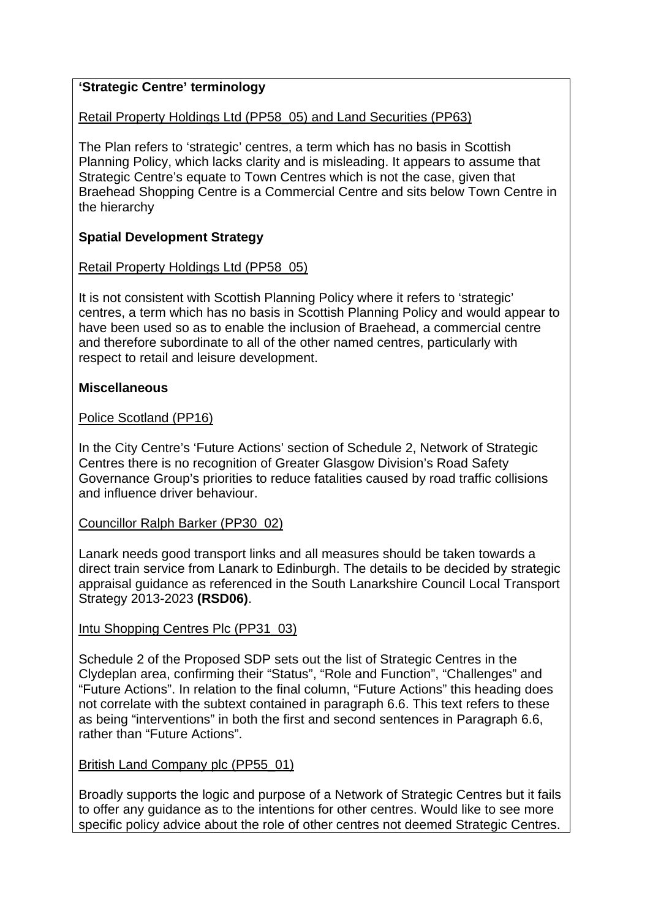**'Strategic Centre' terminology**

Retail Property Holdings Ltd (PP58_05) and Land Securities (PP63)

The Plan refers to 'strategic' centres, a term which has no basis in Scottish Planning Policy, which lacks clarity and is misleading. It appears to assume that Strategic Centre's equate to Town Centres which is not the case, given that Braehead Shopping Centre is a Commercial Centre and sits below Town Centre in the hierarchy

**Spatial Development Strategy**

Retail Property Holdings Ltd (PP58_05)

It is not consistent with Scottish Planning Policy where it refers to 'strategic' centres, a term which has no basis in Scottish Planning Policy and would appear to have been used so as to enable the inclusion of Braehead, a commercial centre and therefore subordinate to all of the other named centres, particularly with respect to retail and leisure development.

**Miscellaneous**

Police Scotland (PP16)

In the City Centre's 'Future Actions' section of Schedule 2, Network of Strategic Centres there is no recognition of Greater Glasgow Division's Road Safety Governance Group's priorities to reduce fatalities caused by road traffic collisions and influence driver behaviour.

Councillor Ralph Barker (PP30_02)

Lanark needs good transport links and all measures should be taken towards a direct train service from Lanark to Edinburgh. The details to be decided by strategic appraisal guidance as referenced in the South Lanarkshire Council Local Transport Strategy 2013-2023 **(RSD06)**.

Intu Shopping Centres Plc (PP31_03)

Schedule 2 of the Proposed SDP sets out the list of Strategic Centres in the Clydeplan area, confirming their "Status", "Role and Function", "Challenges" and "Future Actions". In relation to the final column, "Future Actions" this heading does not correlate with the subtext contained in paragraph 6.6. This text refers to these as being "interventions" in both the first and second sentences in Paragraph 6.6, rather than "Future Actions".

British Land Company plc (PP55_01)

Broadly supports the logic and purpose of a Network of Strategic Centres but it fails to offer any guidance as to the intentions for other centres. Would like to see more specific policy advice about the role of other centres not deemed Strategic Centres.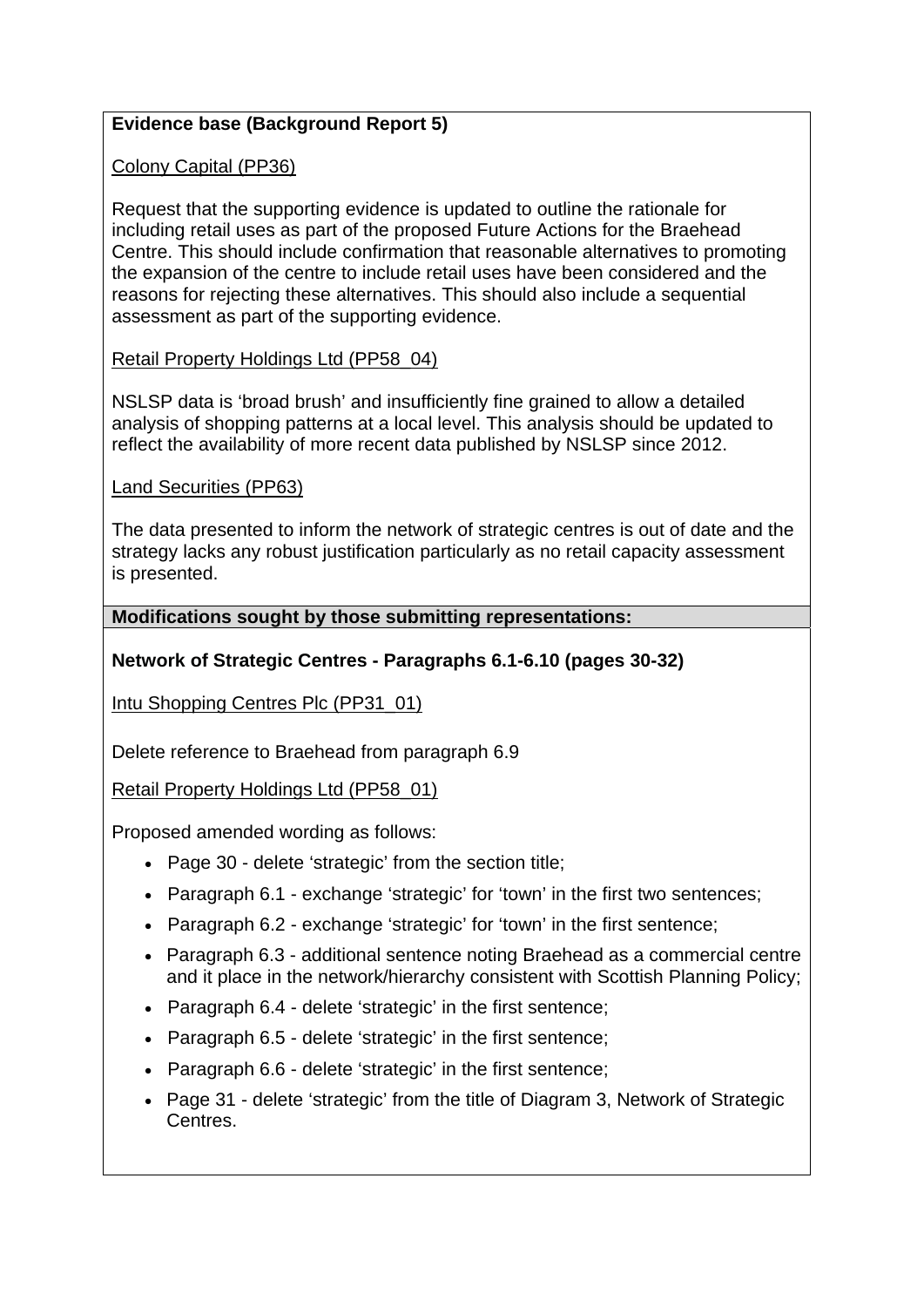**Evidence base (Background Report 5)**

Colony Capital (PP36)

Request that the supporting evidence is updated to outline the rationale for including retail uses as part of the proposed Future Actions for the Braehead Centre. This should include confirmation that reasonable alternatives to promoting the expansion of the centre to include retail uses have been considered and the reasons for rejecting these alternatives. This should also include a sequential assessment as part of the supporting evidence.

Retail Property Holdings Ltd (PP58_04)

NSLSP data is 'broad brush' and insufficiently fine grained to allow a detailed analysis of shopping patterns at a local level. This analysis should be updated to reflect the availability of more recent data published by NSLSP since 2012.

Land Securities (PP63)

The data presented to inform the network of strategic centres is out of date and the strategy lacks any robust justification particularly as no retail capacity assessment is presented.

**Modifications sought by those submitting representations:**

**Network of Strategic Centres - Paragraphs 6.1-6.10 (pages 30-32)**

Intu Shopping Centres Plc (PP31_01)

Delete reference to Braehead from paragraph 6.9

Retail Property Holdings Ltd (PP58_01)

Proposed amended wording as follows:

- Page 30 - delete 'strategic' from the section title;
- Paragraph 6.1 - exchange 'strategic' for 'town' in the first two sentences;
- Paragraph 6.2 - exchange 'strategic' for 'town' in the first sentence;
- Paragraph 6.3 - additional sentence noting Braehead as a commercial centre and it place in the network/hierarchy consistent with Scottish Planning Policy;
- Paragraph 6.4 - delete 'strategic' in the first sentence;
- Paragraph 6.5 - delete 'strategic' in the first sentence;
- Paragraph 6.6 - delete 'strategic' in the first sentence;
- Page 31 - delete 'strategic' from the title of Diagram 3, Network of Strategic Centres.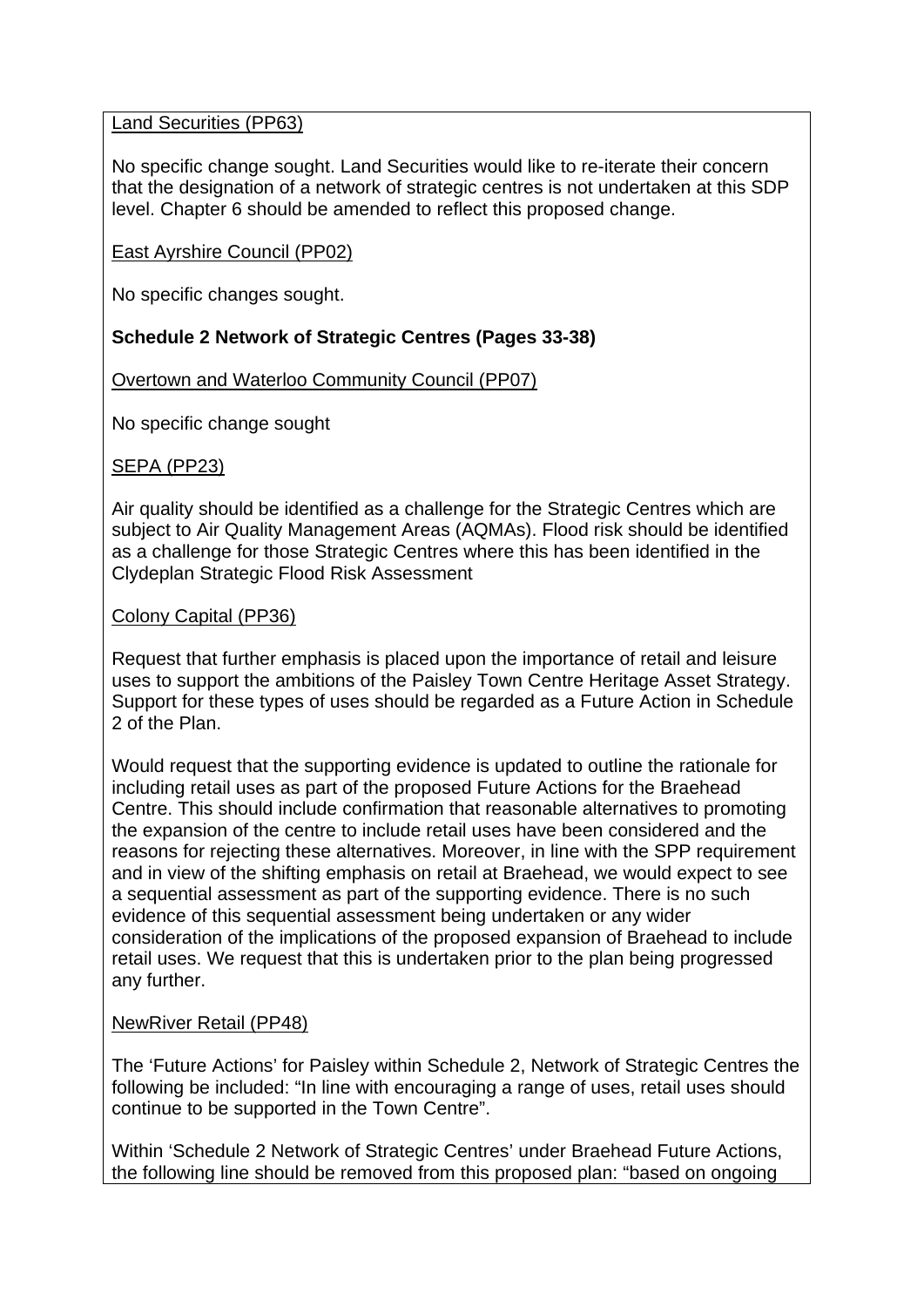Land Securities (PP63)

No specific change sought. Land Securities would like to re-iterate their concern that the designation of a network of strategic centres is not undertaken at this SDP level. Chapter 6 should be amended to reflect this proposed change.

East Ayrshire Council (PP02)

No specific changes sought.

**Schedule 2 Network of Strategic Centres (Pages 33-38)**

Overtown and Waterloo Community Council (PP07)

No specific change sought

SEPA (PP23)

Air quality should be identified as a challenge for the Strategic Centres which are subject to Air Quality Management Areas (AQMAs). Flood risk should be identified as a challenge for those Strategic Centres where this has been identified in the Clydeplan Strategic Flood Risk Assessment

Colony Capital (PP36)

Request that further emphasis is placed upon the importance of retail and leisure uses to support the ambitions of the Paisley Town Centre Heritage Asset Strategy. Support for these types of uses should be regarded as a Future Action in Schedule 2 of the Plan.

Would request that the supporting evidence is updated to outline the rationale for including retail uses as part of the proposed Future Actions for the Braehead Centre. This should include confirmation that reasonable alternatives to promoting the expansion of the centre to include retail uses have been considered and the reasons for rejecting these alternatives. Moreover, in line with the SPP requirement and in view of the shifting emphasis on retail at Braehead, we would expect to see a sequential assessment as part of the supporting evidence. There is no such evidence of this sequential assessment being undertaken or any wider consideration of the implications of the proposed expansion of Braehead to include retail uses. We request that this is undertaken prior to the plan being progressed any further.

NewRiver Retail (PP48)

The 'Future Actions' for Paisley within Schedule 2, Network of Strategic Centres the following be included: "In line with encouraging a range of uses, retail uses should continue to be supported in the Town Centre".

Within 'Schedule 2 Network of Strategic Centres' under Braehead Future Actions, the following line should be removed from this proposed plan: "based on ongoing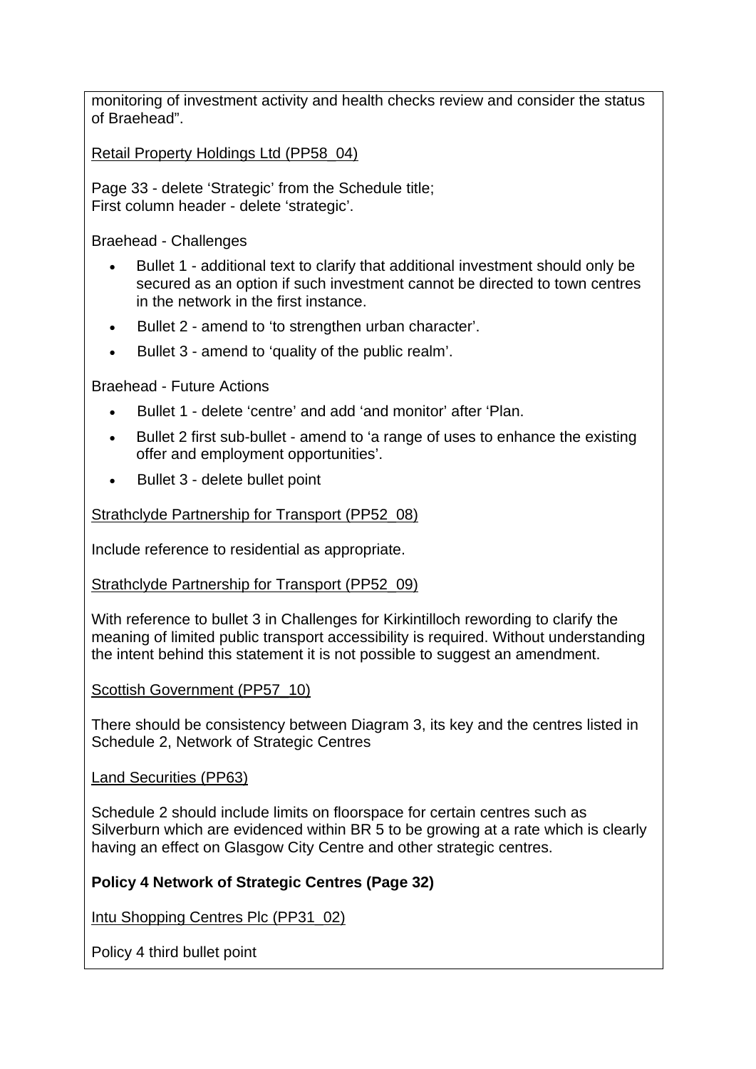monitoring of investment activity and health checks review and consider the status of Braehead".

Retail Property Holdings Ltd (PP58_04)

Page 33 - delete 'Strategic' from the Schedule title;
First column header - delete 'strategic'.

Braehead - Challenges

- Bullet 1 - additional text to clarify that additional investment should only be secured as an option if such investment cannot be directed to town centres in the network in the first instance.
- Bullet 2 - amend to 'to strengthen urban character'.
- Bullet 3 - amend to 'quality of the public realm'.

Braehead - Future Actions

- Bullet 1 - delete 'centre' and add 'and monitor' after 'Plan.
- Bullet 2 first sub-bullet - amend to 'a range of uses to enhance the existing offer and employment opportunities'.
- Bullet 3 - delete bullet point

Strathclyde Partnership for Transport (PP52_08)

Include reference to residential as appropriate.

Strathclyde Partnership for Transport (PP52_09)

With reference to bullet 3 in Challenges for Kirkintilloch rewording to clarify the meaning of limited public transport accessibility is required. Without understanding the intent behind this statement it is not possible to suggest an amendment.

Scottish Government (PP57_10)

There should be consistency between Diagram 3, its key and the centres listed in Schedule 2, Network of Strategic Centres

Land Securities (PP63)

Schedule 2 should include limits on floorspace for certain centres such as Silverburn which are evidenced within BR 5 to be growing at a rate which is clearly having an effect on Glasgow City Centre and other strategic centres.

**Policy 4 Network of Strategic Centres (Page 32)**

Intu Shopping Centres Plc (PP31_02)

Policy 4 third bullet point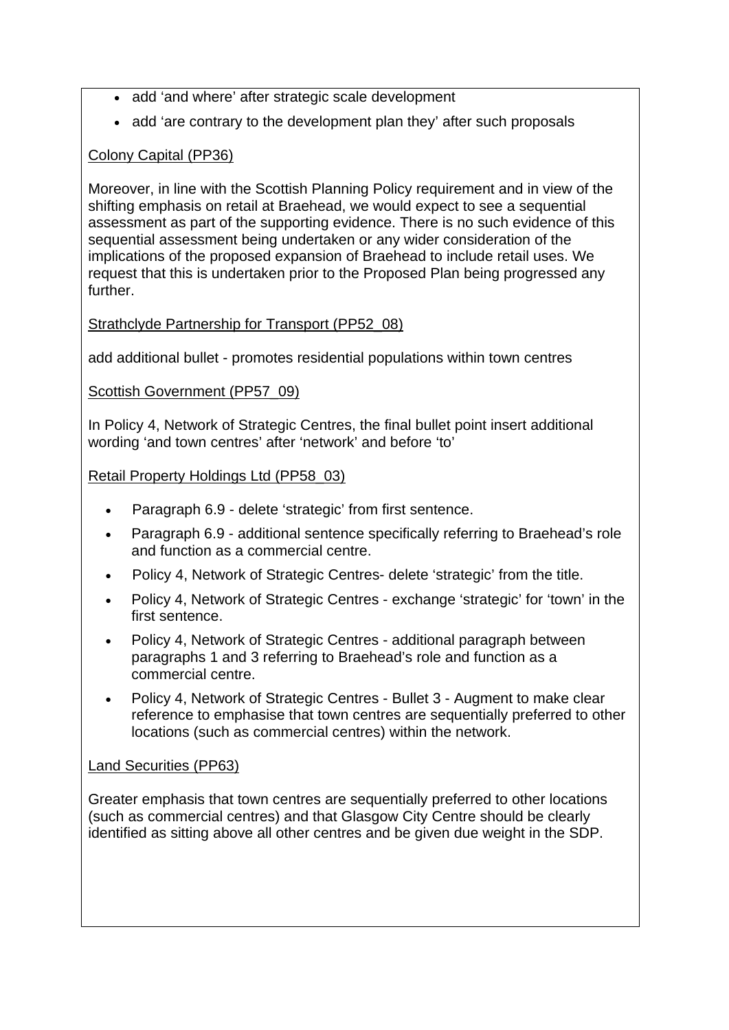- add 'and where' after strategic scale development
- add 'are contrary to the development plan they' after such proposals

Colony Capital (PP36)

Moreover, in line with the Scottish Planning Policy requirement and in view of the shifting emphasis on retail at Braehead, we would expect to see a sequential assessment as part of the supporting evidence. There is no such evidence of this sequential assessment being undertaken or any wider consideration of the implications of the proposed expansion of Braehead to include retail uses. We request that this is undertaken prior to the Proposed Plan being progressed any further.

Strathclyde Partnership for Transport (PP52_08)

add additional bullet - promotes residential populations within town centres

Scottish Government (PP57_09)

In Policy 4, Network of Strategic Centres, the final bullet point insert additional wording 'and town centres' after 'network' and before 'to'

Retail Property Holdings Ltd (PP58_03)

- Paragraph 6.9 - delete 'strategic' from first sentence.
- Paragraph 6.9 - additional sentence specifically referring to Braehead's role and function as a commercial centre.
- Policy 4, Network of Strategic Centres- delete 'strategic' from the title.
- Policy 4, Network of Strategic Centres - exchange 'strategic' for 'town' in the first sentence.
- Policy 4, Network of Strategic Centres - additional paragraph between paragraphs 1 and 3 referring to Braehead's role and function as a commercial centre.
- Policy 4, Network of Strategic Centres - Bullet 3 - Augment to make clear reference to emphasise that town centres are sequentially preferred to other locations (such as commercial centres) within the network.

Land Securities (PP63)

Greater emphasis that town centres are sequentially preferred to other locations (such as commercial centres) and that Glasgow City Centre should be clearly identified as sitting above all other centres and be given due weight in the SDP.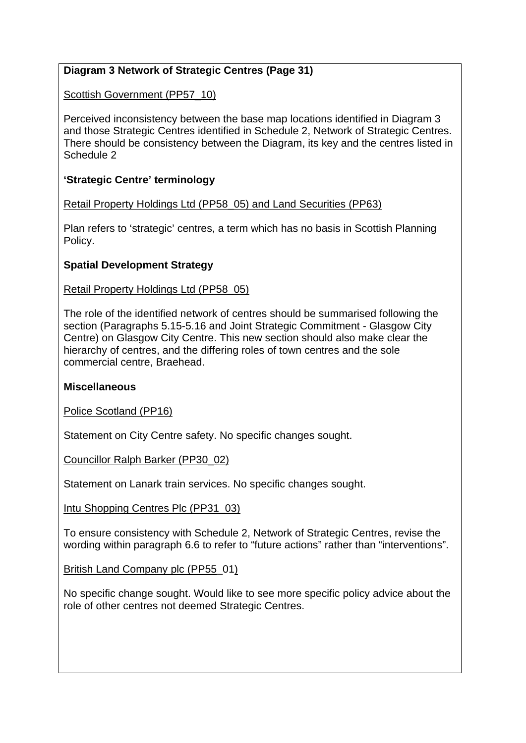**Diagram 3 Network of Strategic Centres (Page 31)**

Scottish Government (PP57_10)

Perceived inconsistency between the base map locations identified in Diagram 3 and those Strategic Centres identified in Schedule 2, Network of Strategic Centres. There should be consistency between the Diagram, its key and the centres listed in Schedule 2

**'Strategic Centre' terminology**

Retail Property Holdings Ltd (PP58_05) and Land Securities (PP63)

Plan refers to 'strategic' centres, a term which has no basis in Scottish Planning Policy.

**Spatial Development Strategy**

Retail Property Holdings Ltd (PP58_05)

The role of the identified network of centres should be summarised following the section (Paragraphs 5.15-5.16 and Joint Strategic Commitment - Glasgow City Centre) on Glasgow City Centre. This new section should also make clear the hierarchy of centres, and the differing roles of town centres and the sole commercial centre, Braehead.

**Miscellaneous**

Police Scotland (PP16)

Statement on City Centre safety. No specific changes sought.

Councillor Ralph Barker (PP30_02)

Statement on Lanark train services. No specific changes sought.

Intu Shopping Centres Plc (PP31_03)

To ensure consistency with Schedule 2, Network of Strategic Centres, revise the wording within paragraph 6.6 to refer to "future actions" rather than "interventions".

British Land Company plc (PP55_01)

No specific change sought. Would like to see more specific policy advice about the role of other centres not deemed Strategic Centres.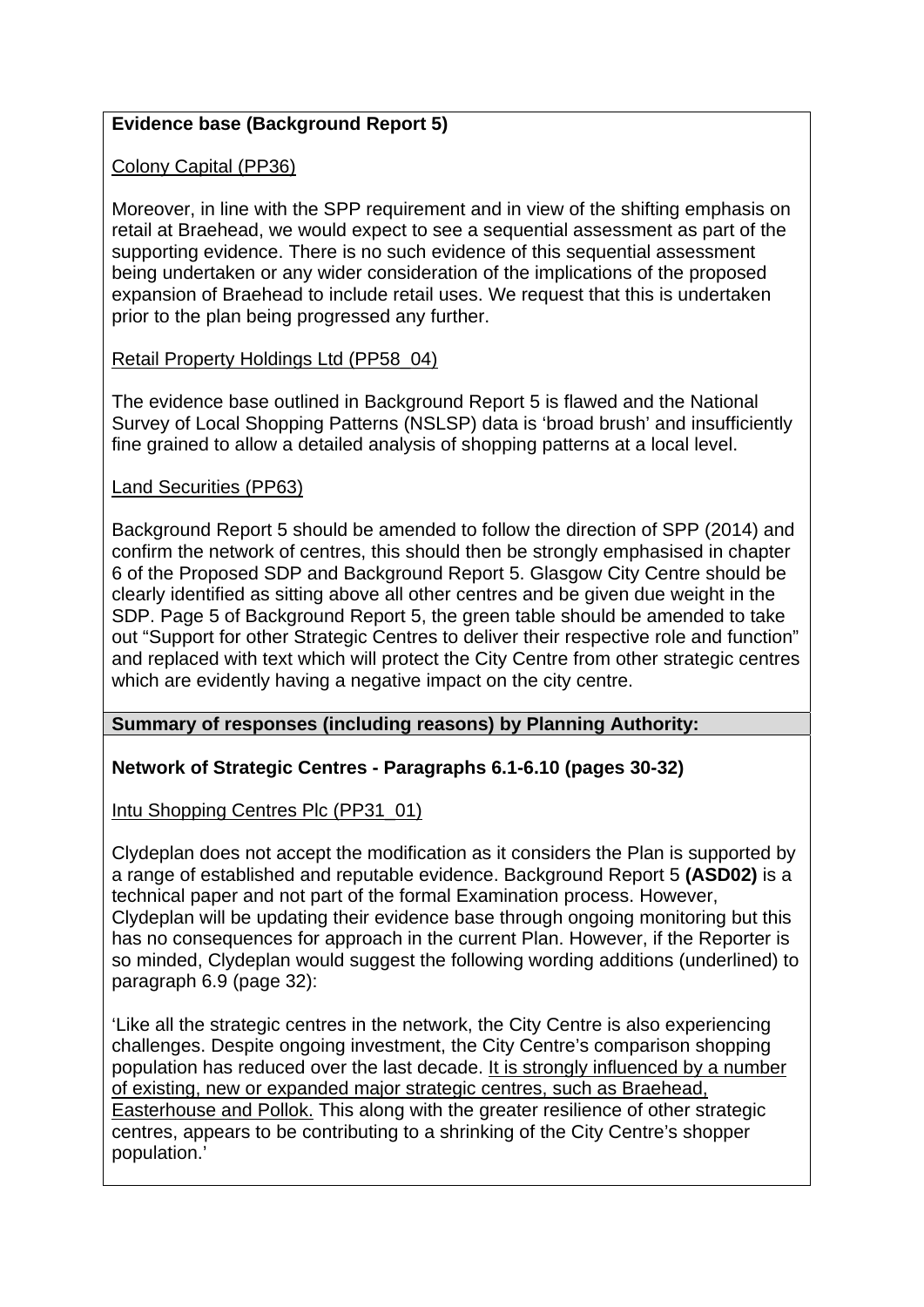**Evidence base (Background Report 5)**

<u>Colony Capital (PP36)</u>

Moreover, in line with the SPP requirement and in view of the shifting emphasis on retail at Braehead, we would expect to see a sequential assessment as part of the supporting evidence. There is no such evidence of this sequential assessment being undertaken or any wider consideration of the implications of the proposed expansion of Braehead to include retail uses. We request that this is undertaken prior to the plan being progressed any further.

<u>Retail Property Holdings Ltd (PP58_04)</u>

The evidence base outlined in Background Report 5 is flawed and the National Survey of Local Shopping Patterns (NSLSP) data is 'broad brush' and insufficiently fine grained to allow a detailed analysis of shopping patterns at a local level.

<u>Land Securities (PP63)</u>

Background Report 5 should be amended to follow the direction of SPP (2014) and confirm the network of centres, this should then be strongly emphasised in chapter 6 of the Proposed SDP and Background Report 5. Glasgow City Centre should be clearly identified as sitting above all other centres and be given due weight in the SDP. Page 5 of Background Report 5, the green table should be amended to take out "Support for other Strategic Centres to deliver their respective role and function" and replaced with text which will protect the City Centre from other strategic centres which are evidently having a negative impact on the city centre.

**Summary of responses (including reasons) by Planning Authority:**

**Network of Strategic Centres - Paragraphs 6.1-6.10 (pages 30-32)**

<u>Intu Shopping Centres Plc (PP31_01)</u>

Clydeplan does not accept the modification as it considers the Plan is supported by a range of established and reputable evidence. Background Report 5 **(ASD02)** is a technical paper and not part of the formal Examination process. However, Clydeplan will be updating their evidence base through ongoing monitoring but this has no consequences for approach in the current Plan. However, if the Reporter is so minded, Clydeplan would suggest the following wording additions (underlined) to paragraph 6.9 (page 32):

'Like all the strategic centres in the network, the City Centre is also experiencing challenges. Despite ongoing investment, the City Centre's comparison shopping population has reduced over the last decade. <u>It is strongly influenced by a number of existing, new or expanded major strategic centres, such as Braehead, Easterhouse and Pollok.</u> This along with the greater resilience of other strategic centres, appears to be contributing to a shrinking of the City Centre's shopper population.'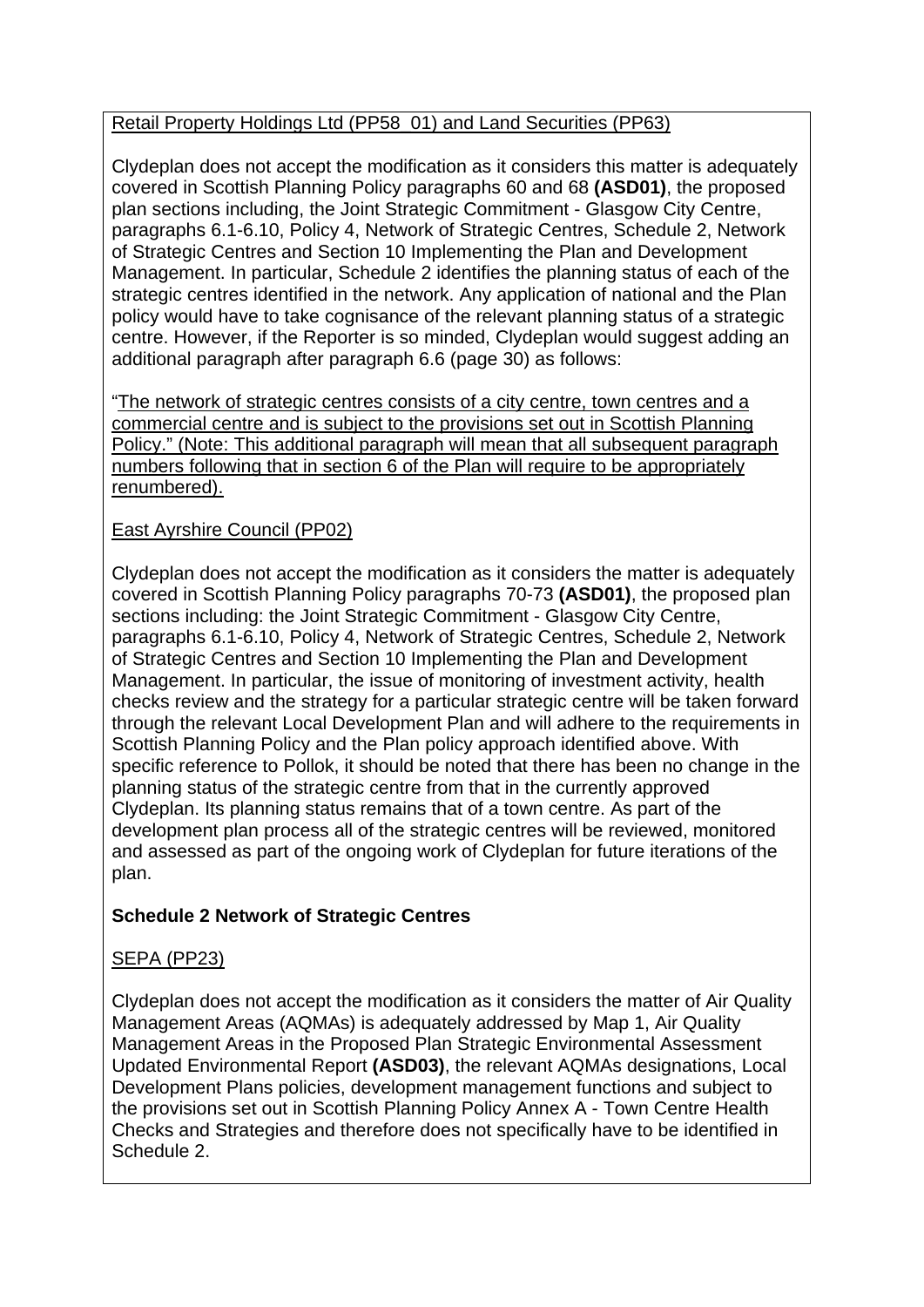Retail Property Holdings Ltd (PP58_01) and Land Securities (PP63)

Clydeplan does not accept the modification as it considers this matter is adequately covered in Scottish Planning Policy paragraphs 60 and 68 **(ASD01)**, the proposed plan sections including, the Joint Strategic Commitment - Glasgow City Centre, paragraphs 6.1-6.10, Policy 4, Network of Strategic Centres, Schedule 2, Network of Strategic Centres and Section 10 Implementing the Plan and Development Management. In particular, Schedule 2 identifies the planning status of each of the strategic centres identified in the network. Any application of national and the Plan policy would have to take cognisance of the relevant planning status of a strategic centre. However, if the Reporter is so minded, Clydeplan would suggest adding an additional paragraph after paragraph 6.6 (page 30) as follows:

"The network of strategic centres consists of a city centre, town centres and a commercial centre and is subject to the provisions set out in Scottish Planning Policy." (Note: This additional paragraph will mean that all subsequent paragraph numbers following that in section 6 of the Plan will require to be appropriately renumbered).

East Ayrshire Council (PP02)

Clydeplan does not accept the modification as it considers the matter is adequately covered in Scottish Planning Policy paragraphs 70-73 **(ASD01)**, the proposed plan sections including: the Joint Strategic Commitment - Glasgow City Centre, paragraphs 6.1-6.10, Policy 4, Network of Strategic Centres, Schedule 2, Network of Strategic Centres and Section 10 Implementing the Plan and Development Management. In particular, the issue of monitoring of investment activity, health checks review and the strategy for a particular strategic centre will be taken forward through the relevant Local Development Plan and will adhere to the requirements in Scottish Planning Policy and the Plan policy approach identified above. With specific reference to Pollok, it should be noted that there has been no change in the planning status of the strategic centre from that in the currently approved Clydeplan. Its planning status remains that of a town centre. As part of the development plan process all of the strategic centres will be reviewed, monitored and assessed as part of the ongoing work of Clydeplan for future iterations of the plan.

**Schedule 2 Network of Strategic Centres**

SEPA (PP23)

Clydeplan does not accept the modification as it considers the matter of Air Quality Management Areas (AQMAs) is adequately addressed by Map 1, Air Quality Management Areas in the Proposed Plan Strategic Environmental Assessment Updated Environmental Report **(ASD03)**, the relevant AQMAs designations, Local Development Plans policies, development management functions and subject to the provisions set out in Scottish Planning Policy Annex A - Town Centre Health Checks and Strategies and therefore does not specifically have to be identified in Schedule 2.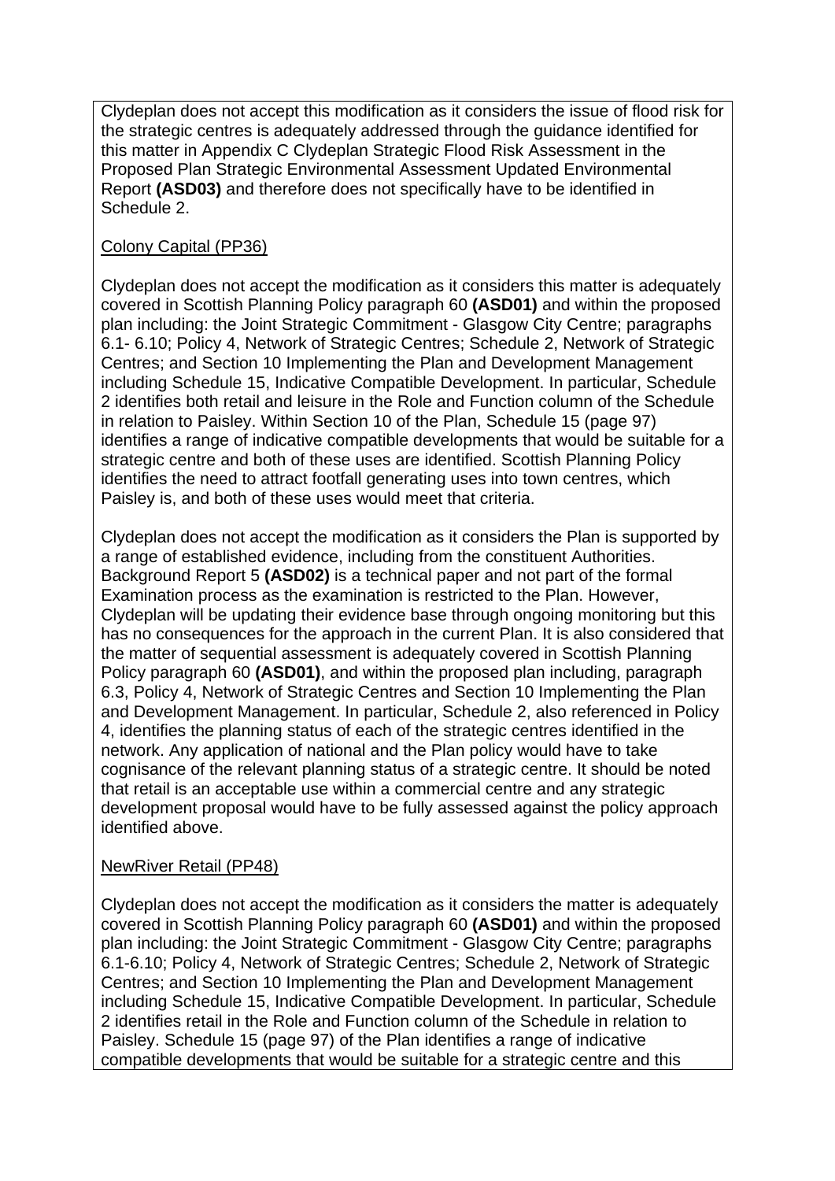Clydeplan does not accept this modification as it considers the issue of flood risk for the strategic centres is adequately addressed through the guidance identified for this matter in Appendix C Clydeplan Strategic Flood Risk Assessment in the Proposed Plan Strategic Environmental Assessment Updated Environmental Report **(ASD03)** and therefore does not specifically have to be identified in Schedule 2.

Colony Capital (PP36)

Clydeplan does not accept the modification as it considers this matter is adequately covered in Scottish Planning Policy paragraph 60 **(ASD01)** and within the proposed plan including: the Joint Strategic Commitment - Glasgow City Centre; paragraphs 6.1- 6.10; Policy 4, Network of Strategic Centres; Schedule 2, Network of Strategic Centres; and Section 10 Implementing the Plan and Development Management including Schedule 15, Indicative Compatible Development. In particular, Schedule 2 identifies both retail and leisure in the Role and Function column of the Schedule in relation to Paisley. Within Section 10 of the Plan, Schedule 15 (page 97) identifies a range of indicative compatible developments that would be suitable for a strategic centre and both of these uses are identified. Scottish Planning Policy identifies the need to attract footfall generating uses into town centres, which Paisley is, and both of these uses would meet that criteria.

Clydeplan does not accept the modification as it considers the Plan is supported by a range of established evidence, including from the constituent Authorities. Background Report 5 **(ASD02)** is a technical paper and not part of the formal Examination process as the examination is restricted to the Plan. However, Clydeplan will be updating their evidence base through ongoing monitoring but this has no consequences for the approach in the current Plan. It is also considered that the matter of sequential assessment is adequately covered in Scottish Planning Policy paragraph 60 **(ASD01)**, and within the proposed plan including, paragraph 6.3, Policy 4, Network of Strategic Centres and Section 10 Implementing the Plan and Development Management. In particular, Schedule 2, also referenced in Policy 4, identifies the planning status of each of the strategic centres identified in the network. Any application of national and the Plan policy would have to take cognisance of the relevant planning status of a strategic centre. It should be noted that retail is an acceptable use within a commercial centre and any strategic development proposal would have to be fully assessed against the policy approach identified above.

NewRiver Retail (PP48)

Clydeplan does not accept the modification as it considers the matter is adequately covered in Scottish Planning Policy paragraph 60 **(ASD01)** and within the proposed plan including: the Joint Strategic Commitment - Glasgow City Centre; paragraphs 6.1-6.10; Policy 4, Network of Strategic Centres; Schedule 2, Network of Strategic Centres; and Section 10 Implementing the Plan and Development Management including Schedule 15, Indicative Compatible Development. In particular, Schedule 2 identifies retail in the Role and Function column of the Schedule in relation to Paisley. Schedule 15 (page 97) of the Plan identifies a range of indicative compatible developments that would be suitable for a strategic centre and this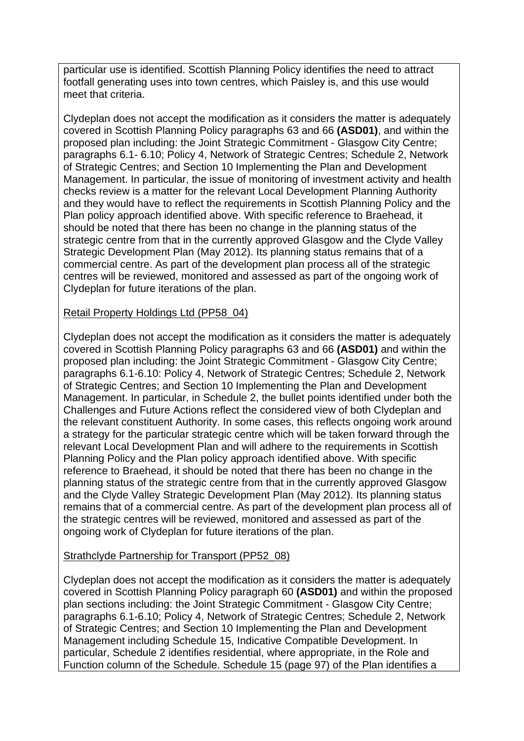particular use is identified. Scottish Planning Policy identifies the need to attract footfall generating uses into town centres, which Paisley is, and this use would meet that criteria.

Clydeplan does not accept the modification as it considers the matter is adequately covered in Scottish Planning Policy paragraphs 63 and 66 **(ASD01)**, and within the proposed plan including: the Joint Strategic Commitment - Glasgow City Centre; paragraphs 6.1- 6.10; Policy 4, Network of Strategic Centres; Schedule 2, Network of Strategic Centres; and Section 10 Implementing the Plan and Development Management. In particular, the issue of monitoring of investment activity and health checks review is a matter for the relevant Local Development Planning Authority and they would have to reflect the requirements in Scottish Planning Policy and the Plan policy approach identified above. With specific reference to Braehead, it should be noted that there has been no change in the planning status of the strategic centre from that in the currently approved Glasgow and the Clyde Valley Strategic Development Plan (May 2012). Its planning status remains that of a commercial centre. As part of the development plan process all of the strategic centres will be reviewed, monitored and assessed as part of the ongoing work of Clydeplan for future iterations of the plan.

Retail Property Holdings Ltd (PP58_04)

Clydeplan does not accept the modification as it considers the matter is adequately covered in Scottish Planning Policy paragraphs 63 and 66 **(ASD01)** and within the proposed plan including: the Joint Strategic Commitment - Glasgow City Centre; paragraphs 6.1-6.10: Policy 4, Network of Strategic Centres; Schedule 2, Network of Strategic Centres; and Section 10 Implementing the Plan and Development Management. In particular, in Schedule 2, the bullet points identified under both the Challenges and Future Actions reflect the considered view of both Clydeplan and the relevant constituent Authority. In some cases, this reflects ongoing work around a strategy for the particular strategic centre which will be taken forward through the relevant Local Development Plan and will adhere to the requirements in Scottish Planning Policy and the Plan policy approach identified above. With specific reference to Braehead, it should be noted that there has been no change in the planning status of the strategic centre from that in the currently approved Glasgow and the Clyde Valley Strategic Development Plan (May 2012). Its planning status remains that of a commercial centre. As part of the development plan process all of the strategic centres will be reviewed, monitored and assessed as part of the ongoing work of Clydeplan for future iterations of the plan.

Strathclyde Partnership for Transport (PP52_08)

Clydeplan does not accept the modification as it considers the matter is adequately covered in Scottish Planning Policy paragraph 60 **(ASD01)** and within the proposed plan sections including: the Joint Strategic Commitment - Glasgow City Centre; paragraphs 6.1-6.10; Policy 4, Network of Strategic Centres; Schedule 2, Network of Strategic Centres; and Section 10 Implementing the Plan and Development Management including Schedule 15, Indicative Compatible Development. In particular, Schedule 2 identifies residential, where appropriate, in the Role and Function column of the Schedule. Schedule 15 (page 97) of the Plan identifies a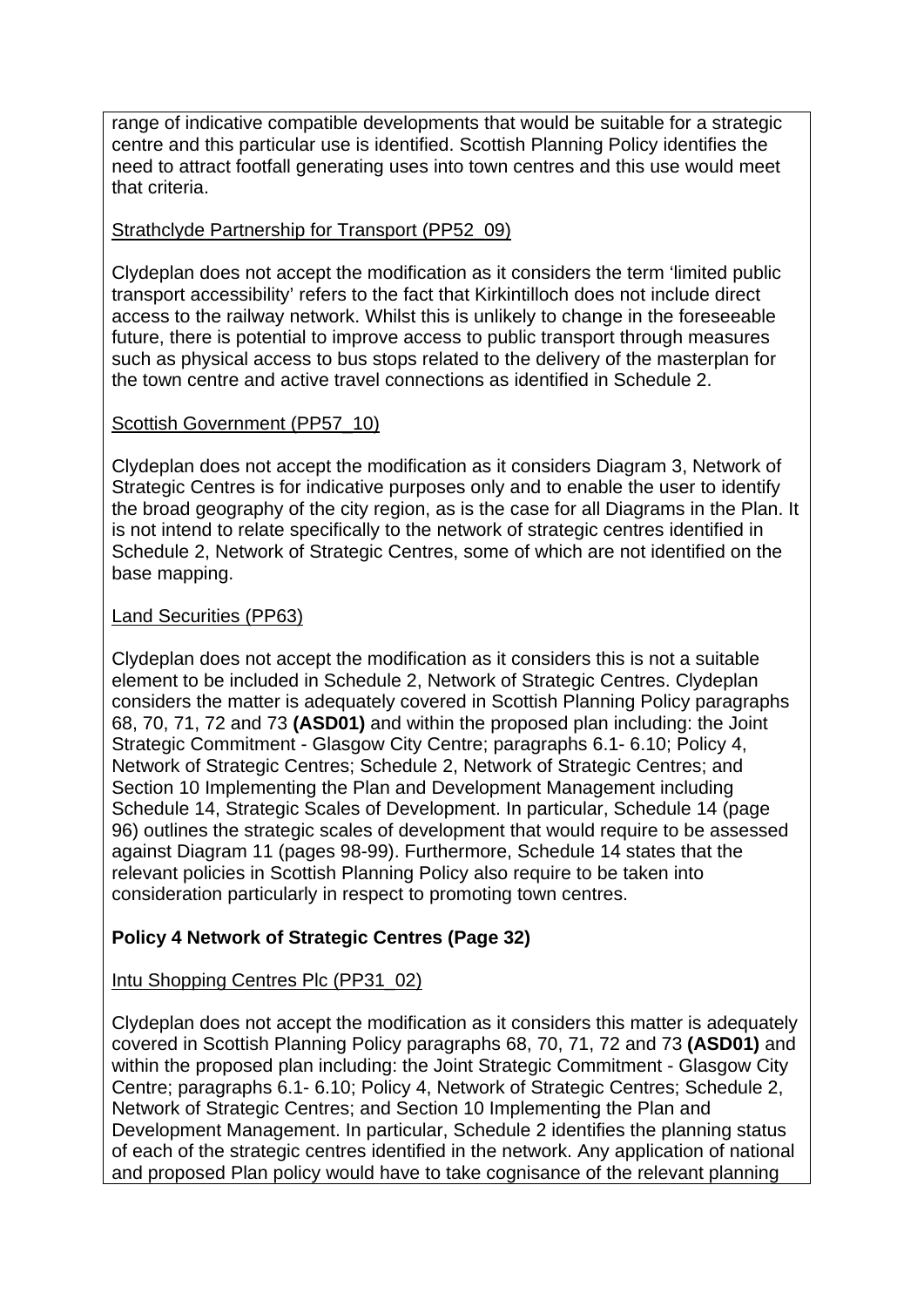range of indicative compatible developments that would be suitable for a strategic centre and this particular use is identified. Scottish Planning Policy identifies the need to attract footfall generating uses into town centres and this use would meet that criteria.

Strathclyde Partnership for Transport (PP52_09)

Clydeplan does not accept the modification as it considers the term 'limited public transport accessibility' refers to the fact that Kirkintilloch does not include direct access to the railway network. Whilst this is unlikely to change in the foreseeable future, there is potential to improve access to public transport through measures such as physical access to bus stops related to the delivery of the masterplan for the town centre and active travel connections as identified in Schedule 2.

Scottish Government (PP57_10)

Clydeplan does not accept the modification as it considers Diagram 3, Network of Strategic Centres is for indicative purposes only and to enable the user to identify the broad geography of the city region, as is the case for all Diagrams in the Plan. It is not intend to relate specifically to the network of strategic centres identified in Schedule 2, Network of Strategic Centres, some of which are not identified on the base mapping.

Land Securities (PP63)

Clydeplan does not accept the modification as it considers this is not a suitable element to be included in Schedule 2, Network of Strategic Centres. Clydeplan considers the matter is adequately covered in Scottish Planning Policy paragraphs 68, 70, 71, 72 and 73 **(ASD01)** and within the proposed plan including: the Joint Strategic Commitment - Glasgow City Centre; paragraphs 6.1- 6.10; Policy 4, Network of Strategic Centres; Schedule 2, Network of Strategic Centres; and Section 10 Implementing the Plan and Development Management including Schedule 14, Strategic Scales of Development. In particular, Schedule 14 (page 96) outlines the strategic scales of development that would require to be assessed against Diagram 11 (pages 98-99). Furthermore, Schedule 14 states that the relevant policies in Scottish Planning Policy also require to be taken into consideration particularly in respect to promoting town centres.

**Policy 4 Network of Strategic Centres (Page 32)**

Intu Shopping Centres Plc (PP31_02)

Clydeplan does not accept the modification as it considers this matter is adequately covered in Scottish Planning Policy paragraphs 68, 70, 71, 72 and 73 **(ASD01)** and within the proposed plan including: the Joint Strategic Commitment - Glasgow City Centre; paragraphs 6.1- 6.10; Policy 4, Network of Strategic Centres; Schedule 2, Network of Strategic Centres; and Section 10 Implementing the Plan and Development Management. In particular, Schedule 2 identifies the planning status of each of the strategic centres identified in the network. Any application of national and proposed Plan policy would have to take cognisance of the relevant planning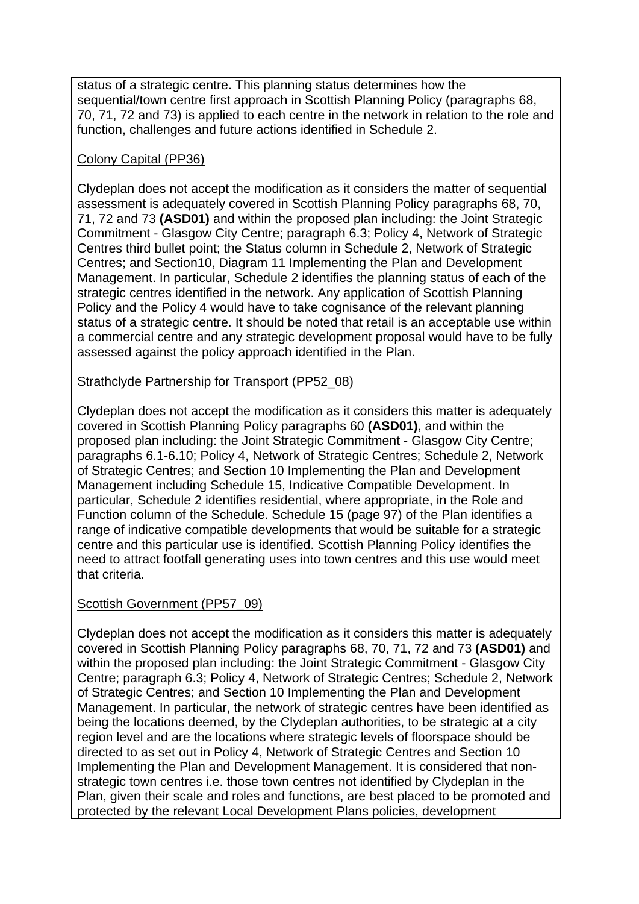status of a strategic centre. This planning status determines how the sequential/town centre first approach in Scottish Planning Policy (paragraphs 68, 70, 71, 72 and 73) is applied to each centre in the network in relation to the role and function, challenges and future actions identified in Schedule 2.

Colony Capital (PP36)

Clydeplan does not accept the modification as it considers the matter of sequential assessment is adequately covered in Scottish Planning Policy paragraphs 68, 70, 71, 72 and 73 **(ASD01)** and within the proposed plan including: the Joint Strategic Commitment - Glasgow City Centre; paragraph 6.3; Policy 4, Network of Strategic Centres third bullet point; the Status column in Schedule 2, Network of Strategic Centres; and Section10, Diagram 11 Implementing the Plan and Development Management. In particular, Schedule 2 identifies the planning status of each of the strategic centres identified in the network. Any application of Scottish Planning Policy and the Policy 4 would have to take cognisance of the relevant planning status of a strategic centre. It should be noted that retail is an acceptable use within a commercial centre and any strategic development proposal would have to be fully assessed against the policy approach identified in the Plan.

Strathclyde Partnership for Transport (PP52_08)

Clydeplan does not accept the modification as it considers this matter is adequately covered in Scottish Planning Policy paragraphs 60 **(ASD01)**, and within the proposed plan including: the Joint Strategic Commitment - Glasgow City Centre; paragraphs 6.1-6.10; Policy 4, Network of Strategic Centres; Schedule 2, Network of Strategic Centres; and Section 10 Implementing the Plan and Development Management including Schedule 15, Indicative Compatible Development. In particular, Schedule 2 identifies residential, where appropriate, in the Role and Function column of the Schedule. Schedule 15 (page 97) of the Plan identifies a range of indicative compatible developments that would be suitable for a strategic centre and this particular use is identified. Scottish Planning Policy identifies the need to attract footfall generating uses into town centres and this use would meet that criteria.

Scottish Government (PP57_09)

Clydeplan does not accept the modification as it considers this matter is adequately covered in Scottish Planning Policy paragraphs 68, 70, 71, 72 and 73 **(ASD01)** and within the proposed plan including: the Joint Strategic Commitment - Glasgow City Centre; paragraph 6.3; Policy 4, Network of Strategic Centres; Schedule 2, Network of Strategic Centres; and Section 10 Implementing the Plan and Development Management. In particular, the network of strategic centres have been identified as being the locations deemed, by the Clydeplan authorities, to be strategic at a city region level and are the locations where strategic levels of floorspace should be directed to as set out in Policy 4, Network of Strategic Centres and Section 10 Implementing the Plan and Development Management. It is considered that non-strategic town centres i.e. those town centres not identified by Clydeplan in the Plan, given their scale and roles and functions, are best placed to be promoted and protected by the relevant Local Development Plans policies, development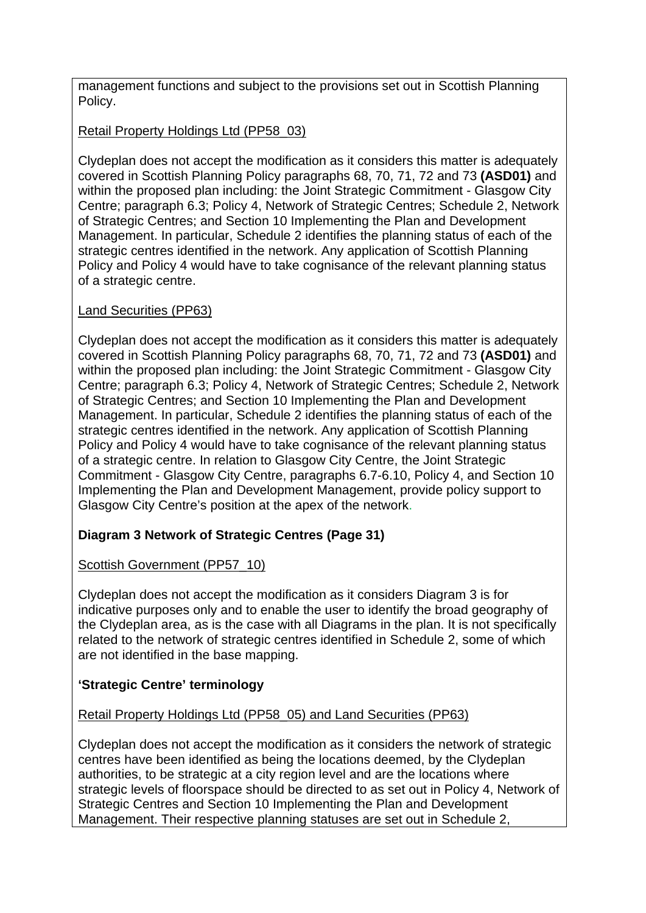management functions and subject to the provisions set out in Scottish Planning Policy.

Retail Property Holdings Ltd (PP58_03)

Clydeplan does not accept the modification as it considers this matter is adequately covered in Scottish Planning Policy paragraphs 68, 70, 71, 72 and 73 **(ASD01)** and within the proposed plan including: the Joint Strategic Commitment - Glasgow City Centre; paragraph 6.3; Policy 4, Network of Strategic Centres; Schedule 2, Network of Strategic Centres; and Section 10 Implementing the Plan and Development Management. In particular, Schedule 2 identifies the planning status of each of the strategic centres identified in the network. Any application of Scottish Planning Policy and Policy 4 would have to take cognisance of the relevant planning status of a strategic centre.

Land Securities (PP63)

Clydeplan does not accept the modification as it considers this matter is adequately covered in Scottish Planning Policy paragraphs 68, 70, 71, 72 and 73 **(ASD01)** and within the proposed plan including: the Joint Strategic Commitment - Glasgow City Centre; paragraph 6.3; Policy 4, Network of Strategic Centres; Schedule 2, Network of Strategic Centres; and Section 10 Implementing the Plan and Development Management. In particular, Schedule 2 identifies the planning status of each of the strategic centres identified in the network. Any application of Scottish Planning Policy and Policy 4 would have to take cognisance of the relevant planning status of a strategic centre. In relation to Glasgow City Centre, the Joint Strategic Commitment - Glasgow City Centre, paragraphs 6.7-6.10, Policy 4, and Section 10 Implementing the Plan and Development Management, provide policy support to Glasgow City Centre's position at the apex of the network.

**Diagram 3 Network of Strategic Centres (Page 31)**

Scottish Government (PP57_10)

Clydeplan does not accept the modification as it considers Diagram 3 is for indicative purposes only and to enable the user to identify the broad geography of the Clydeplan area, as is the case with all Diagrams in the plan. It is not specifically related to the network of strategic centres identified in Schedule 2, some of which are not identified in the base mapping.

**'Strategic Centre' terminology**

Retail Property Holdings Ltd (PP58_05) and Land Securities (PP63)

Clydeplan does not accept the modification as it considers the network of strategic centres have been identified as being the locations deemed, by the Clydeplan authorities, to be strategic at a city region level and are the locations where strategic levels of floorspace should be directed to as set out in Policy 4, Network of Strategic Centres and Section 10 Implementing the Plan and Development Management. Their respective planning statuses are set out in Schedule 2,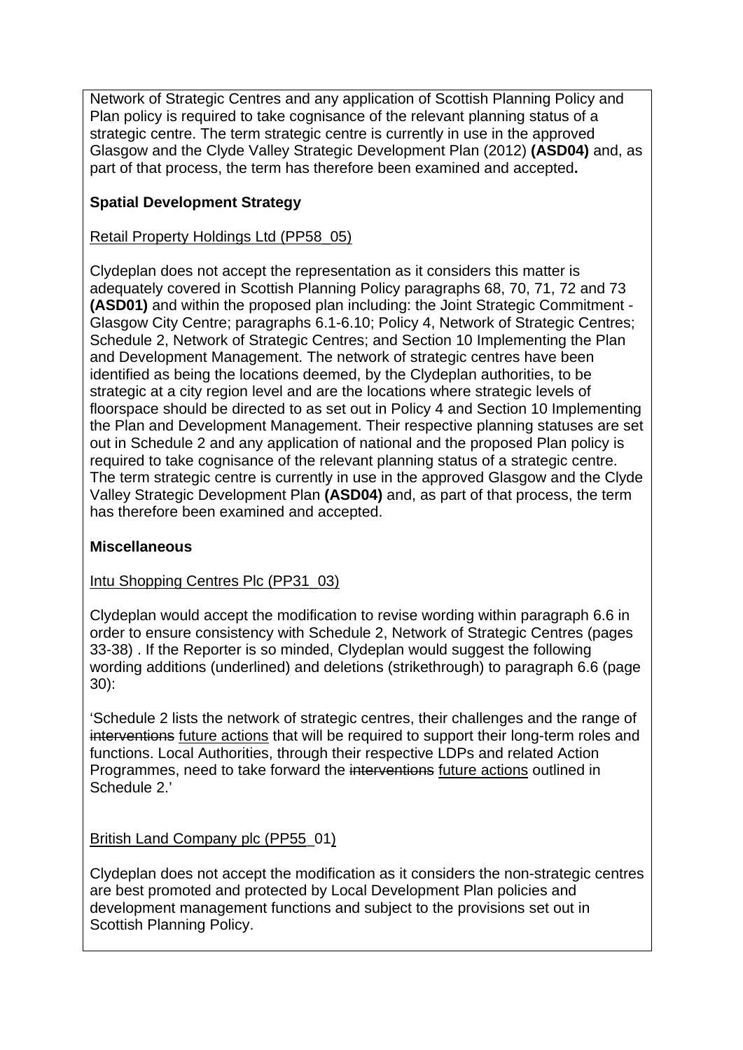Network of Strategic Centres and any application of Scottish Planning Policy and Plan policy is required to take cognisance of the relevant planning status of a strategic centre. The term strategic centre is currently in use in the approved Glasgow and the Clyde Valley Strategic Development Plan (2012) **(ASD04)** and, as part of that process, the term has therefore been examined and accepted**.**

**Spatial Development Strategy**

<u>Retail Property Holdings Ltd (PP58_05)</u>

Clydeplan does not accept the representation as it considers this matter is adequately covered in Scottish Planning Policy paragraphs 68, 70, 71, 72 and 73 **(ASD01)** and within the proposed plan including: the Joint Strategic Commitment - Glasgow City Centre; paragraphs 6.1-6.10; Policy 4, Network of Strategic Centres; Schedule 2, Network of Strategic Centres; and Section 10 Implementing the Plan and Development Management. The network of strategic centres have been identified as being the locations deemed, by the Clydeplan authorities, to be strategic at a city region level and are the locations where strategic levels of floorspace should be directed to as set out in Policy 4 and Section 10 Implementing the Plan and Development Management. Their respective planning statuses are set out in Schedule 2 and any application of national and the proposed Plan policy is required to take cognisance of the relevant planning status of a strategic centre. The term strategic centre is currently in use in the approved Glasgow and the Clyde Valley Strategic Development Plan **(ASD04)** and, as part of that process, the term has therefore been examined and accepted.

**Miscellaneous**

<u>Intu Shopping Centres Plc (PP31_03)</u>

Clydeplan would accept the modification to revise wording within paragraph 6.6 in order to ensure consistency with Schedule 2, Network of Strategic Centres (pages 33-38) . If the Reporter is so minded, Clydeplan would suggest the following wording additions (underlined) and deletions (strikethrough) to paragraph 6.6 (page 30):

'Schedule 2 lists the network of strategic centres, their challenges and the range of ~~interventions~~ <u>future actions</u> that will be required to support their long-term roles and functions. Local Authorities, through their respective LDPs and related Action Programmes, need to take forward the ~~interventions~~ <u>future actions</u> outlined in Schedule 2.'

<u>British Land Company plc (PP55_01)</u>

Clydeplan does not accept the modification as it considers the non-strategic centres are best promoted and protected by Local Development Plan policies and development management functions and subject to the provisions set out in Scottish Planning Policy.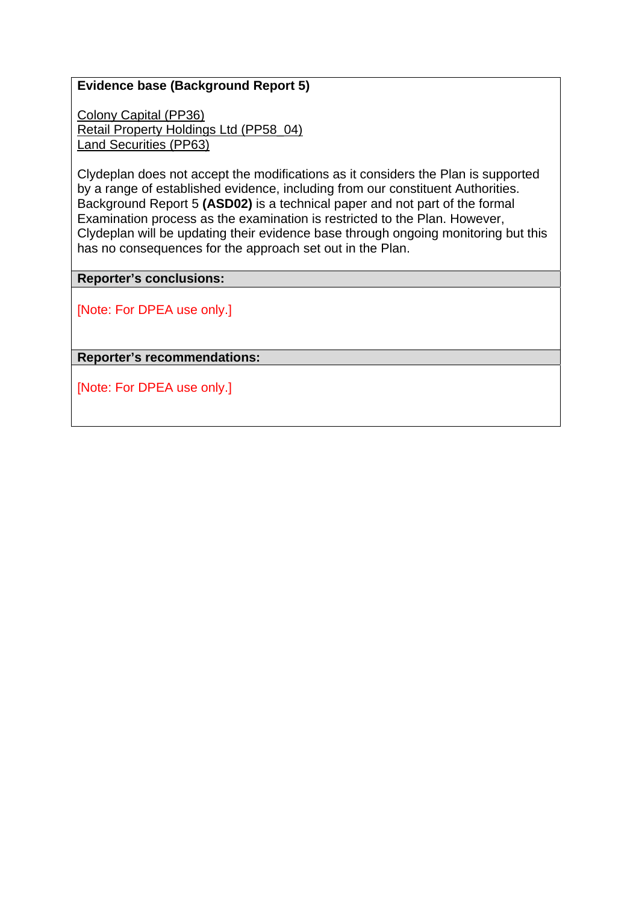**Evidence base (Background Report 5)**

Colony Capital (PP36)
Retail Property Holdings Ltd (PP58_04)
Land Securities (PP63)

Clydeplan does not accept the modifications as it considers the Plan is supported by a range of established evidence, including from our constituent Authorities. Background Report 5 **(ASD02)** is a technical paper and not part of the formal Examination process as the examination is restricted to the Plan. However, Clydeplan will be updating their evidence base through ongoing monitoring but this has no consequences for the approach set out in the Plan.

**Reporter's conclusions:**

[Note: For DPEA use only.]

**Reporter's recommendations:**

[Note: For DPEA use only.]